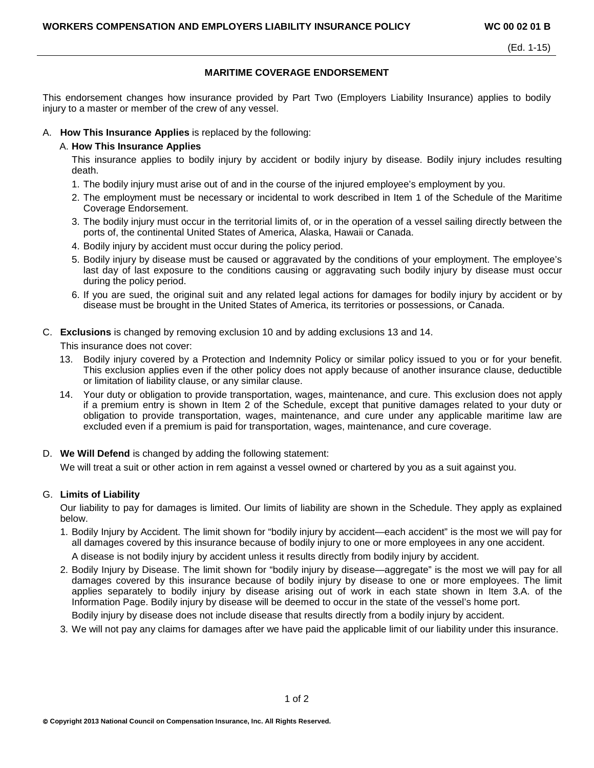# MARITIME COVERAGE ENDORSEMENT

This endorsement changes how insurance provided by Part Two (Employers Liability Insurance) applies to bodily injury to a master or member of the crew of any vessel.

A. **How This Insurance Applies** is replaced by the following:

A. **How This Insurance Applies**

This insurance applies to bodily injury by accident or bodily injury by disease. Bodily injury includes resulting death.

1. The bodily injury must arise out of and in the course of the injured employee's employment by you.
2. The employment must be necessary or incidental to work described in Item 1 of the Schedule of the Maritime Coverage Endorsement.
3. The bodily injury must occur in the territorial limits of, or in the operation of a vessel sailing directly between the ports of, the continental United States of America, Alaska, Hawaii or Canada.
4. Bodily injury by accident must occur during the policy period.
5. Bodily injury by disease must be caused or aggravated by the conditions of your employment. The employee's last day of last exposure to the conditions causing or aggravating such bodily injury by disease must occur during the policy period.
6. If you are sued, the original suit and any related legal actions for damages for bodily injury by accident or by disease must be brought in the United States of America, its territories or possessions, or Canada.

C. **Exclusions** is changed by removing exclusion 10 and by adding exclusions 13 and 14.

This insurance does not cover:

13. Bodily injury covered by a Protection and Indemnity Policy or similar policy issued to you or for your benefit. This exclusion applies even if the other policy does not apply because of another insurance clause, deductible or limitation of liability clause, or any similar clause.
14. Your duty or obligation to provide transportation, wages, maintenance, and cure. This exclusion does not apply if a premium entry is shown in Item 2 of the Schedule, except that punitive damages related to your duty or obligation to provide transportation, wages, maintenance, and cure under any applicable maritime law are excluded even if a premium is paid for transportation, wages, maintenance, and cure coverage.

D. **We Will Defend** is changed by adding the following statement:

We will treat a suit or other action in rem against a vessel owned or chartered by you as a suit against you.

G. **Limits of Liability**

Our liability to pay for damages is limited. Our limits of liability are shown in the Schedule. They apply as explained below.

1. Bodily Injury by Accident. The limit shown for "bodily injury by accident—each accident" is the most we will pay for all damages covered by this insurance because of bodily injury to one or more employees in any one accident.

   A disease is not bodily injury by accident unless it results directly from bodily injury by accident.

2. Bodily Injury by Disease. The limit shown for "bodily injury by disease—aggregate" is the most we will pay for all damages covered by this insurance because of bodily injury by disease to one or more employees. The limit applies separately to bodily injury by disease arising out of work in each state shown in Item 3.A. of the Information Page. Bodily injury by disease will be deemed to occur in the state of the vessel's home port.

   Bodily injury by disease does not include disease that results directly from a bodily injury by accident.

3. We will not pay any claims for damages after we have paid the applicable limit of our liability under this insurance.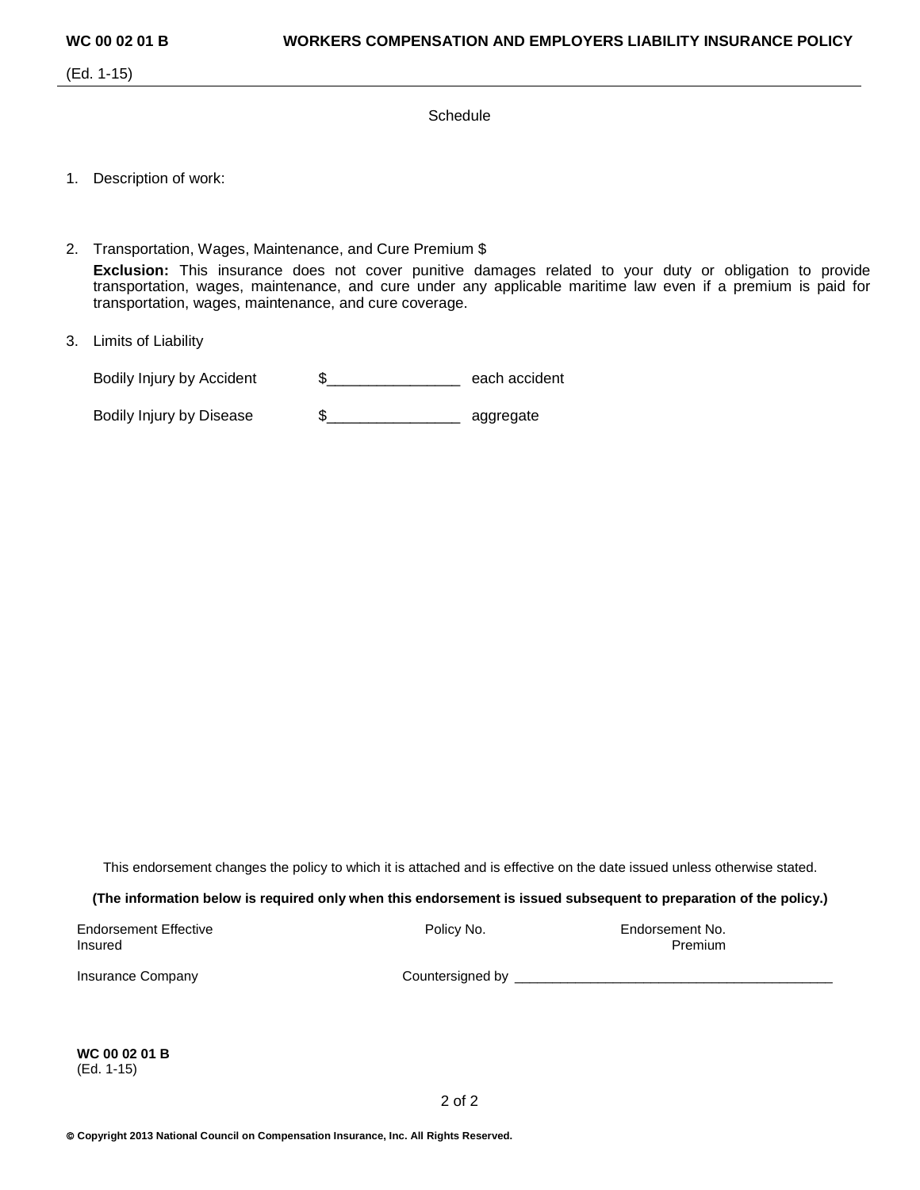Schedule

1. Description of work:

2. Transportation, Wages, Maintenance, and Cure Premium $

   **Exclusion:** This insurance does not cover punitive damages related to your duty or obligation to provide transportation, wages, maintenance, and cure under any applicable maritime law even if a premium is paid for transportation, wages, maintenance, and cure coverage.

3. Limits of Liability

   Bodily Injury by Accident $________________ each accident

   Bodily Injury by Disease $________________ aggregate

This endorsement changes the policy to which it is attached and is effective on the date issued unless otherwise stated.

**(The information below is required only when this endorsement is issued subsequent to preparation of the policy.)**

Endorsement Effective Policy No. Endorsement No.

Insured Premium

Insurance Company Countersigned by ___________________________________________

© Copyright 2013 National Council on Compensation Insurance, Inc. All Rights Reserved.